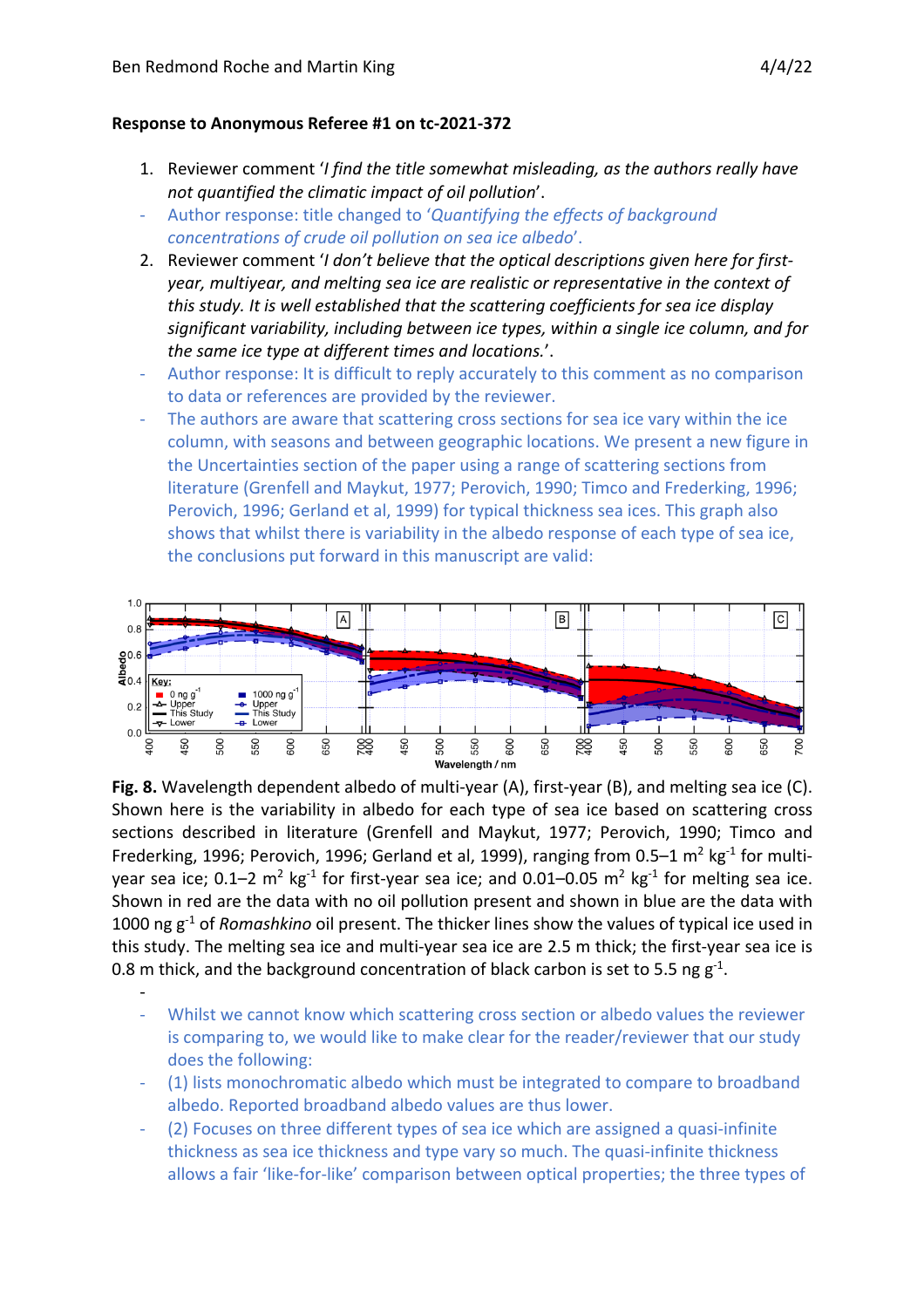**Response to Anonymous Referee #1 on tc-2021-372**

1. Reviewer comment '*I find the title somewhat misleading, as the authors really have not quantified the climatic impact of oil pollution*'.

- Author response: title changed to '*Quantifying the effects of background concentrations of crude oil pollution on sea ice albedo*'.

2. Reviewer comment '*I don't believe that the optical descriptions given here for first-year, multiyear, and melting sea ice are realistic or representative in the context of this study. It is well established that the scattering coefficients for sea ice display significant variability, including between ice types, within a single ice column, and for the same ice type at different times and locations.*'.

- Author response: It is difficult to reply accurately to this comment as no comparison to data or references are provided by the reviewer.
- The authors are aware that scattering cross sections for sea ice vary within the ice column, with seasons and between geographic locations. We present a new figure in the Uncertainties section of the paper using a range of scattering sections from literature (Grenfell and Maykut, 1977; Perovich, 1990; Timco and Frederking, 1996; Perovich, 1996; Gerland et al, 1999) for typical thickness sea ices. This graph also shows that whilst there is variability in the albedo response of each type of sea ice, the conclusions put forward in this manuscript are valid:

1.0
0.8
0.6
0.4
0.2
0.0
Albedo
A
B
C
Key:
0 ng g$^{-1}$
Upper
This Study
Lower
1000 ng g$^{-1}$
Upper
This Study
Lower
400 450 500 550 600 650 700
Wavelength / nm

**Fig. 8.** Wavelength dependent albedo of multi-year (A), first-year (B), and melting sea ice (C). Shown here is the variability in albedo for each type of sea ice based on scattering cross sections described in literature (Grenfell and Maykut, 1977; Perovich, 1990; Timco and Frederking, 1996; Perovich, 1996; Gerland et al, 1999), ranging from 0.5–1 m$^2$ kg$^{-1}$ for multi-year sea ice; 0.1–2 m$^2$ kg$^{-1}$ for first-year sea ice; and 0.01–0.05 m$^2$ kg$^{-1}$ for melting sea ice. Shown in red are the data with no oil pollution present and shown in blue are the data with 1000 ng g$^{-1}$ of *Romashkino* oil present. The thicker lines show the values of typical ice used in this study. The melting sea ice and multi-year sea ice are 2.5 m thick; the first-year sea ice is 0.8 m thick, and the background concentration of black carbon is set to 5.5 ng g$^{-1}$.

- Whilst we cannot know which scattering cross section or albedo values the reviewer is comparing to, we would like to make clear for the reader/reviewer that our study does the following:
- (1) lists monochromatic albedo which must be integrated to compare to broadband albedo. Reported broadband albedo values are thus lower.
- (2) Focuses on three different types of sea ice which are assigned a quasi-infinite thickness as sea ice thickness and type vary so much. The quasi-infinite thickness allows a fair 'like-for-like' comparison between optical properties; the three types of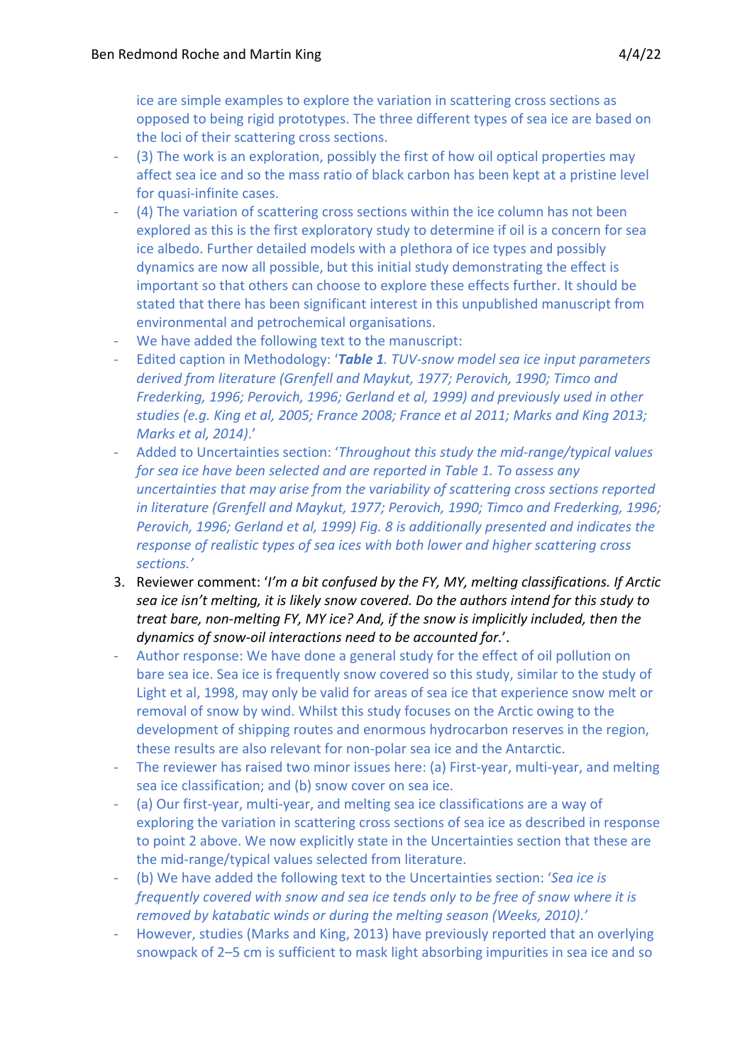ice are simple examples to explore the variation in scattering cross sections as opposed to being rigid prototypes. The three different types of sea ice are based on the loci of their scattering cross sections.

- (3) The work is an exploration, possibly the first of how oil optical properties may affect sea ice and so the mass ratio of black carbon has been kept at a pristine level for quasi-infinite cases.
- (4) The variation of scattering cross sections within the ice column has not been explored as this is the first exploratory study to determine if oil is a concern for sea ice albedo. Further detailed models with a plethora of ice types and possibly dynamics are now all possible, but this initial study demonstrating the effect is important so that others can choose to explore these effects further. It should be stated that there has been significant interest in this unpublished manuscript from environmental and petrochemical organisations.
- We have added the following text to the manuscript:
- Edited caption in Methodology: '***Table 1**. TUV-snow model sea ice input parameters derived from literature (Grenfell and Maykut, 1977; Perovich, 1990; Timco and Frederking, 1996; Perovich, 1996; Gerland et al, 1999) and previously used in other studies (e.g. King et al, 2005; France 2008; France et al 2011; Marks and King 2013; Marks et al, 2014).*'
- Added to Uncertainties section: '*Throughout this study the mid-range/typical values for sea ice have been selected and are reported in Table 1. To assess any uncertainties that may arise from the variability of scattering cross sections reported in literature (Grenfell and Maykut, 1977; Perovich, 1990; Timco and Frederking, 1996; Perovich, 1996; Gerland et al, 1999) Fig. 8 is additionally presented and indicates the response of realistic types of sea ices with both lower and higher scattering cross sections.*'

3. Reviewer comment: '*I'm a bit confused by the FY, MY, melting classifications. If Arctic sea ice isn't melting, it is likely snow covered. Do the authors intend for this study to treat bare, non-melting FY, MY ice? And, if the snow is implicitly included, then the dynamics of snow-oil interactions need to be accounted for.*'.

- Author response: We have done a general study for the effect of oil pollution on bare sea ice. Sea ice is frequently snow covered so this study, similar to the study of Light et al, 1998, may only be valid for areas of sea ice that experience snow melt or removal of snow by wind. Whilst this study focuses on the Arctic owing to the development of shipping routes and enormous hydrocarbon reserves in the region, these results are also relevant for non-polar sea ice and the Antarctic.
- The reviewer has raised two minor issues here: (a) First-year, multi-year, and melting sea ice classification; and (b) snow cover on sea ice.
- (a) Our first-year, multi-year, and melting sea ice classifications are a way of exploring the variation in scattering cross sections of sea ice as described in response to point 2 above. We now explicitly state in the Uncertainties section that these are the mid-range/typical values selected from literature.
- (b) We have added the following text to the Uncertainties section: '*Sea ice is frequently covered with snow and sea ice tends only to be free of snow where it is removed by katabatic winds or during the melting season (Weeks, 2010).*'
- However, studies (Marks and King, 2013) have previously reported that an overlying snowpack of 2–5 cm is sufficient to mask light absorbing impurities in sea ice and so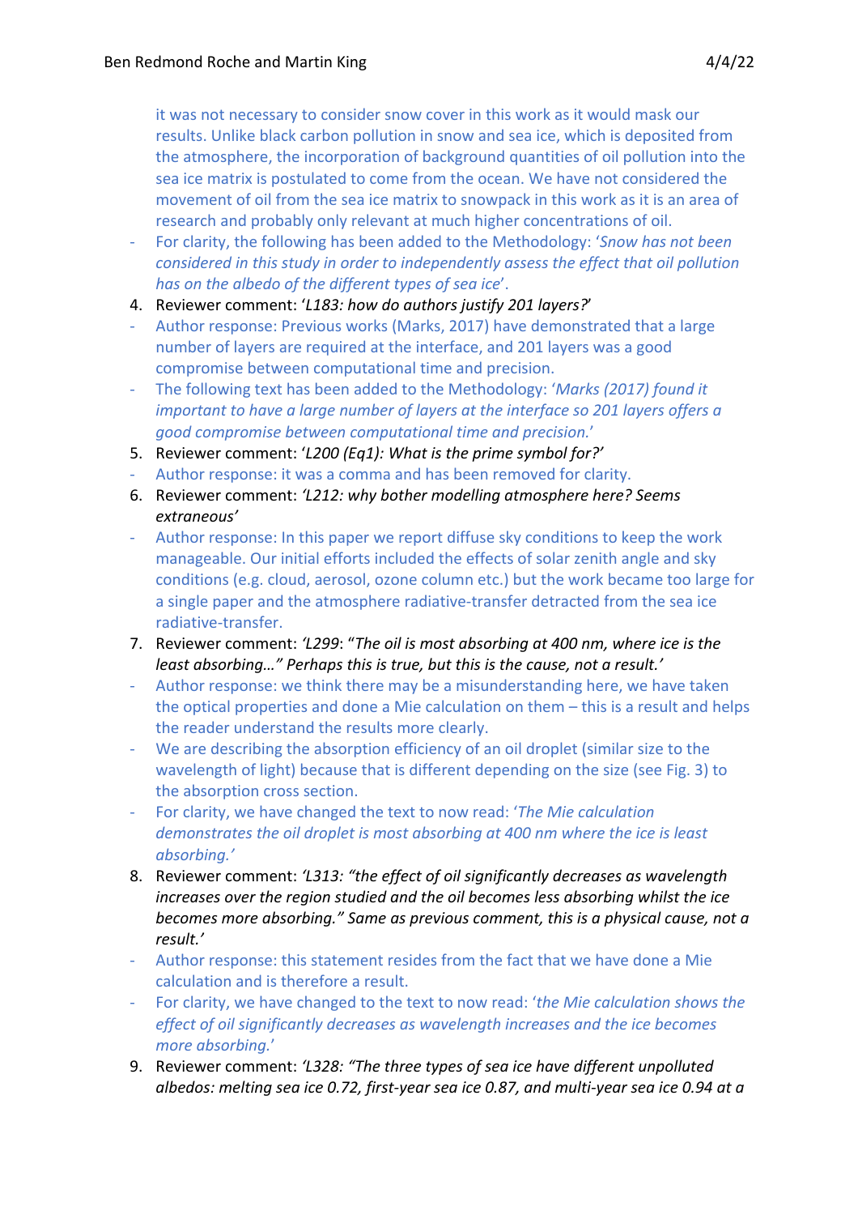it was not necessary to consider snow cover in this work as it would mask our results. Unlike black carbon pollution in snow and sea ice, which is deposited from the atmosphere, the incorporation of background quantities of oil pollution into the sea ice matrix is postulated to come from the ocean. We have not considered the movement of oil from the sea ice matrix to snowpack in this work as it is an area of research and probably only relevant at much higher concentrations of oil.

- For clarity, the following has been added to the Methodology: '*Snow has not been considered in this study in order to independently assess the effect that oil pollution has on the albedo of the different types of sea ice*'.

4. Reviewer comment: '*L183: how do authors justify 201 layers?*'
   - Author response: Previous works (Marks, 2017) have demonstrated that a large number of layers are required at the interface, and 201 layers was a good compromise between computational time and precision.
   - The following text has been added to the Methodology: '*Marks (2017) found it important to have a large number of layers at the interface so 201 layers offers a good compromise between computational time and precision.*'
5. Reviewer comment: '*L200 (Eq1): What is the prime symbol for?*'
   - Author response: it was a comma and has been removed for clarity.
6. Reviewer comment: '*L212: why bother modelling atmosphere here? Seems extraneous*'
   - Author response: In this paper we report diffuse sky conditions to keep the work manageable. Our initial efforts included the effects of solar zenith angle and sky conditions (e.g. cloud, aerosol, ozone column etc.) but the work became too large for a single paper and the atmosphere radiative-transfer detracted from the sea ice radiative-transfer.
7. Reviewer comment: '*L299*: "*The oil is most absorbing at 400 nm, where ice is the least absorbing…" Perhaps this is true, but this is the cause, not a result.*'
   - Author response: we think there may be a misunderstanding here, we have taken the optical properties and done a Mie calculation on them – this is a result and helps the reader understand the results more clearly.
   - We are describing the absorption efficiency of an oil droplet (similar size to the wavelength of light) because that is different depending on the size (see Fig. 3) to the absorption cross section.
   - For clarity, we have changed the text to now read: '*The Mie calculation demonstrates the oil droplet is most absorbing at 400 nm where the ice is least absorbing.*'
8. Reviewer comment: '*L313: "the effect of oil significantly decreases as wavelength increases over the region studied and the oil becomes less absorbing whilst the ice becomes more absorbing." Same as previous comment, this is a physical cause, not a result.*'
   - Author response: this statement resides from the fact that we have done a Mie calculation and is therefore a result.
   - For clarity, we have changed to the text to now read: '*the Mie calculation shows the effect of oil significantly decreases as wavelength increases and the ice becomes more absorbing.*'
9. Reviewer comment: '*L328: "The three types of sea ice have different unpolluted albedos: melting sea ice 0.72, first-year sea ice 0.87, and multi-year sea ice 0.94 at a*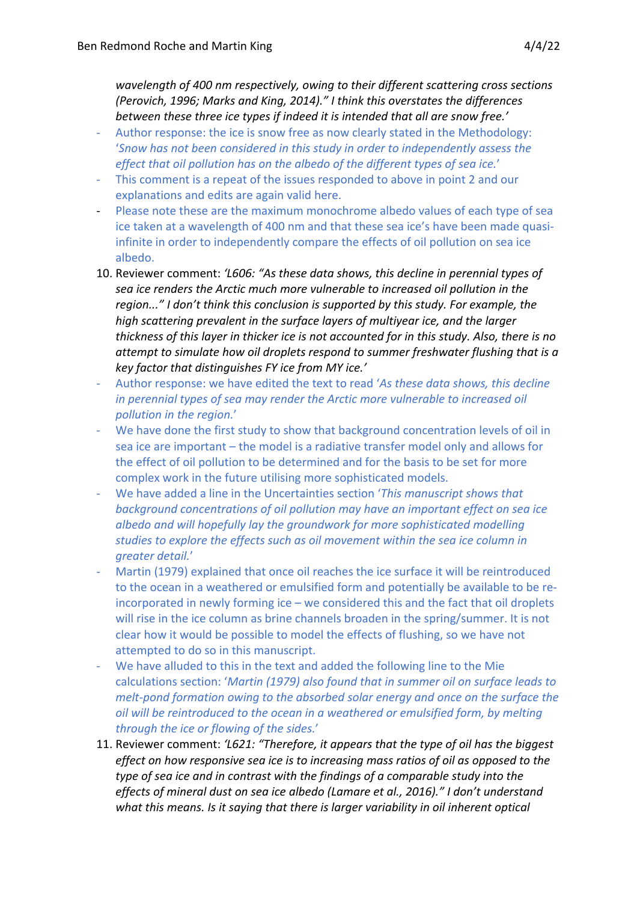*wavelength of 400 nm respectively, owing to their different scattering cross sections (Perovich, 1996; Marks and King, 2014)." I think this overstates the differences between these three ice types if indeed it is intended that all are snow free.'*

- Author response: the ice is snow free as now clearly stated in the Methodology: '*Snow has not been considered in this study in order to independently assess the effect that oil pollution has on the albedo of the different types of sea ice.*'
- This comment is a repeat of the issues responded to above in point 2 and our explanations and edits are again valid here.
- Please note these are the maximum monochrome albedo values of each type of sea ice taken at a wavelength of 400 nm and that these sea ice's have been made quasi-infinite in order to independently compare the effects of oil pollution on sea ice albedo.

10. Reviewer comment: *'L606: "As these data shows, this decline in perennial types of sea ice renders the Arctic much more vulnerable to increased oil pollution in the region..." I don't think this conclusion is supported by this study. For example, the high scattering prevalent in the surface layers of multiyear ice, and the larger thickness of this layer in thicker ice is not accounted for in this study. Also, there is no attempt to simulate how oil droplets respond to summer freshwater flushing that is a key factor that distinguishes FY ice from MY ice.'*

- Author response: we have edited the text to read '*As these data shows, this decline in perennial types of sea may render the Arctic more vulnerable to increased oil pollution in the region.*'
- We have done the first study to show that background concentration levels of oil in sea ice are important – the model is a radiative transfer model only and allows for the effect of oil pollution to be determined and for the basis to be set for more complex work in the future utilising more sophisticated models.
- We have added a line in the Uncertainties section '*This manuscript shows that background concentrations of oil pollution may have an important effect on sea ice albedo and will hopefully lay the groundwork for more sophisticated modelling studies to explore the effects such as oil movement within the sea ice column in greater detail.*'
- Martin (1979) explained that once oil reaches the ice surface it will be reintroduced to the ocean in a weathered or emulsified form and potentially be available to be re-incorporated in newly forming ice – we considered this and the fact that oil droplets will rise in the ice column as brine channels broaden in the spring/summer. It is not clear how it would be possible to model the effects of flushing, so we have not attempted to do so in this manuscript.
- We have alluded to this in the text and added the following line to the Mie calculations section: '*Martin (1979) also found that in summer oil on surface leads to melt-pond formation owing to the absorbed solar energy and once on the surface the oil will be reintroduced to the ocean in a weathered or emulsified form, by melting through the ice or flowing of the sides.*'

11. Reviewer comment: *'L621: "Therefore, it appears that the type of oil has the biggest effect on how responsive sea ice is to increasing mass ratios of oil as opposed to the type of sea ice and in contrast with the findings of a comparable study into the effects of mineral dust on sea ice albedo (Lamare et al., 2016)." I don't understand what this means. Is it saying that there is larger variability in oil inherent optical*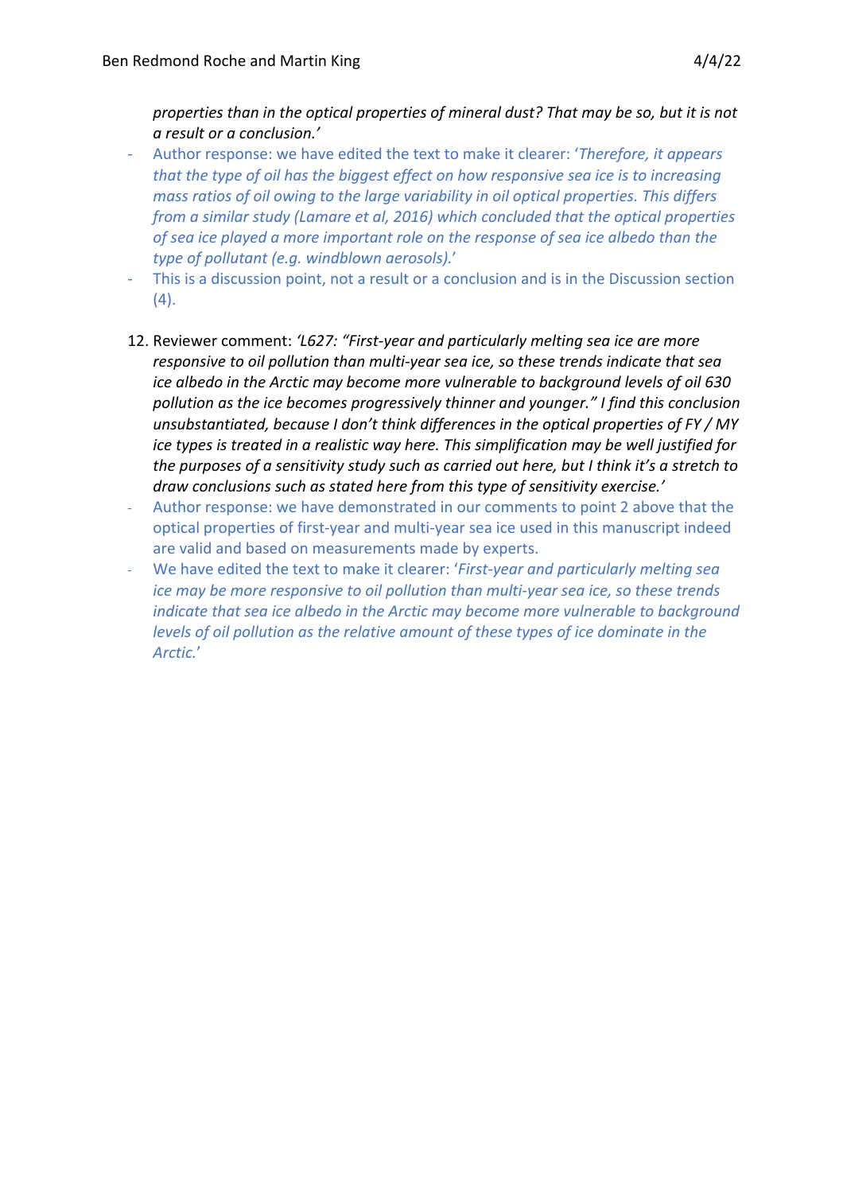*properties than in the optical properties of mineral dust? That may be so, but it is not a result or a conclusion.'*

- Author response: we have edited the text to make it clearer: '*Therefore, it appears that the type of oil has the biggest effect on how responsive sea ice is to increasing mass ratios of oil owing to the large variability in oil optical properties. This differs from a similar study (Lamare et al, 2016) which concluded that the optical properties of sea ice played a more important role on the response of sea ice albedo than the type of pollutant (e.g. windblown aerosols).*'
- This is a discussion point, not a result or a conclusion and is in the Discussion section (4).

12. Reviewer comment: *'L627: "First-year and particularly melting sea ice are more responsive to oil pollution than multi-year sea ice, so these trends indicate that sea ice albedo in the Arctic may become more vulnerable to background levels of oil 630 pollution as the ice becomes progressively thinner and younger." I find this conclusion unsubstantiated, because I don't think differences in the optical properties of FY / MY ice types is treated in a realistic way here. This simplification may be well justified for the purposes of a sensitivity study such as carried out here, but I think it's a stretch to draw conclusions such as stated here from this type of sensitivity exercise.'*

- Author response: we have demonstrated in our comments to point 2 above that the optical properties of first-year and multi-year sea ice used in this manuscript indeed are valid and based on measurements made by experts.
- We have edited the text to make it clearer: '*First-year and particularly melting sea ice may be more responsive to oil pollution than multi-year sea ice, so these trends indicate that sea ice albedo in the Arctic may become more vulnerable to background levels of oil pollution as the relative amount of these types of ice dominate in the Arctic.*'